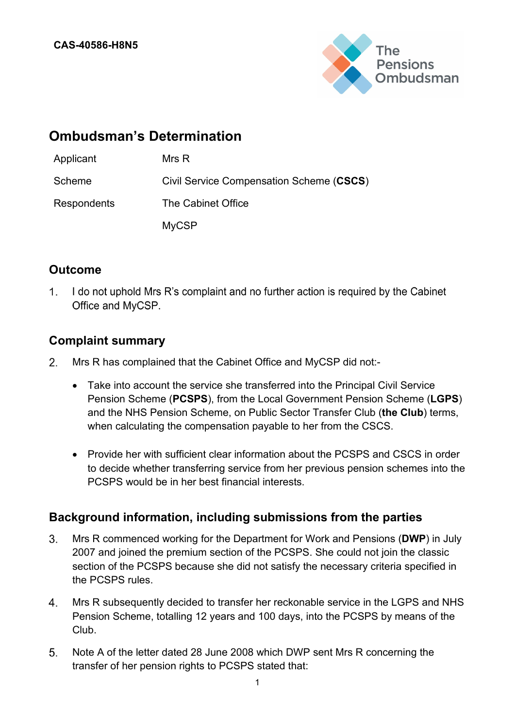CAS-40586-H8N5

# Ombudsman's Determination

| | |
|---|---|
| Applicant | Mrs R |
| Scheme | Civil Service Compensation Scheme (**CSCS**) |
| Respondents | The Cabinet Office |
| | MyCSP |

## Outcome

1. I do not uphold Mrs R's complaint and no further action is required by the Cabinet Office and MyCSP.

## Complaint summary

2. Mrs R has complained that the Cabinet Office and MyCSP did not:-

   - Take into account the service she transferred into the Principal Civil Service Pension Scheme (**PCSPS**), from the Local Government Pension Scheme (**LGPS**) and the NHS Pension Scheme, on Public Sector Transfer Club (**the Club**) terms, when calculating the compensation payable to her from the CSCS.

   - Provide her with sufficient clear information about the PCSPS and CSCS in order to decide whether transferring service from her previous pension schemes into the PCSPS would be in her best financial interests.

## Background information, including submissions from the parties

3. Mrs R commenced working for the Department for Work and Pensions (**DWP**) in July 2007 and joined the premium section of the PCSPS. She could not join the classic section of the PCSPS because she did not satisfy the necessary criteria specified in the PCSPS rules.

4. Mrs R subsequently decided to transfer her reckonable service in the LGPS and NHS Pension Scheme, totalling 12 years and 100 days, into the PCSPS by means of the Club.

5. Note A of the letter dated 28 June 2008 which DWP sent Mrs R concerning the transfer of her pension rights to PCSPS stated that: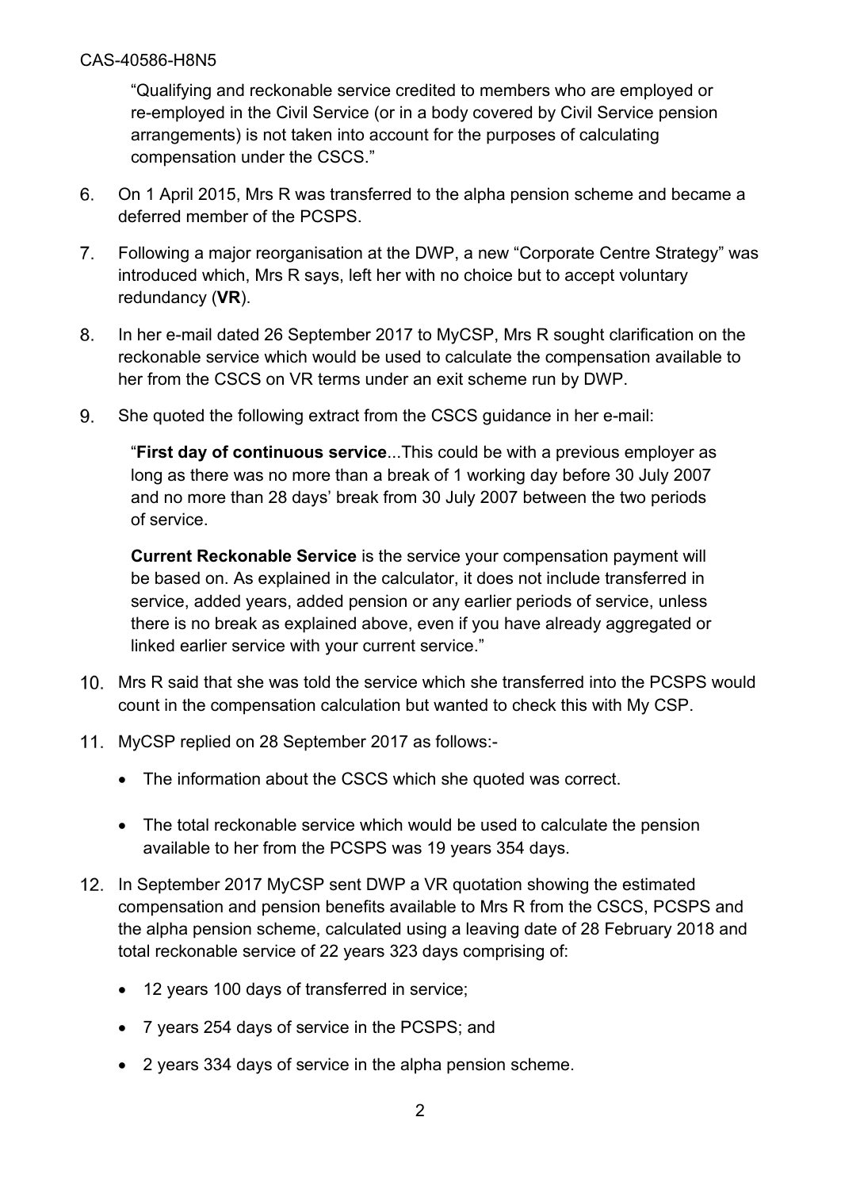"Qualifying and reckonable service credited to members who are employed or re-employed in the Civil Service (or in a body covered by Civil Service pension arrangements) is not taken into account for the purposes of calculating compensation under the CSCS."

6. On 1 April 2015, Mrs R was transferred to the alpha pension scheme and became a deferred member of the PCSPS.

7. Following a major reorganisation at the DWP, a new "Corporate Centre Strategy" was introduced which, Mrs R says, left her with no choice but to accept voluntary redundancy (**VR**).

8. In her e-mail dated 26 September 2017 to MyCSP, Mrs R sought clarification on the reckonable service which would be used to calculate the compensation available to her from the CSCS on VR terms under an exit scheme run by DWP.

9. She quoted the following extract from the CSCS guidance in her e-mail:

   "**First day of continuous service**...This could be with a previous employer as long as there was no more than a break of 1 working day before 30 July 2007 and no more than 28 days' break from 30 July 2007 between the two periods of service.

   **Current Reckonable Service** is the service your compensation payment will be based on. As explained in the calculator, it does not include transferred in service, added years, added pension or any earlier periods of service, unless there is no break as explained above, even if you have already aggregated or linked earlier service with your current service."

10. Mrs R said that she was told the service which she transferred into the PCSPS would count in the compensation calculation but wanted to check this with My CSP.

11. MyCSP replied on 28 September 2017 as follows:-

    - The information about the CSCS which she quoted was correct.

    - The total reckonable service which would be used to calculate the pension available to her from the PCSPS was 19 years 354 days.

12. In September 2017 MyCSP sent DWP a VR quotation showing the estimated compensation and pension benefits available to Mrs R from the CSCS, PCSPS and the alpha pension scheme, calculated using a leaving date of 28 February 2018 and total reckonable service of 22 years 323 days comprising of:

    - 12 years 100 days of transferred in service;

    - 7 years 254 days of service in the PCSPS; and

    - 2 years 334 days of service in the alpha pension scheme.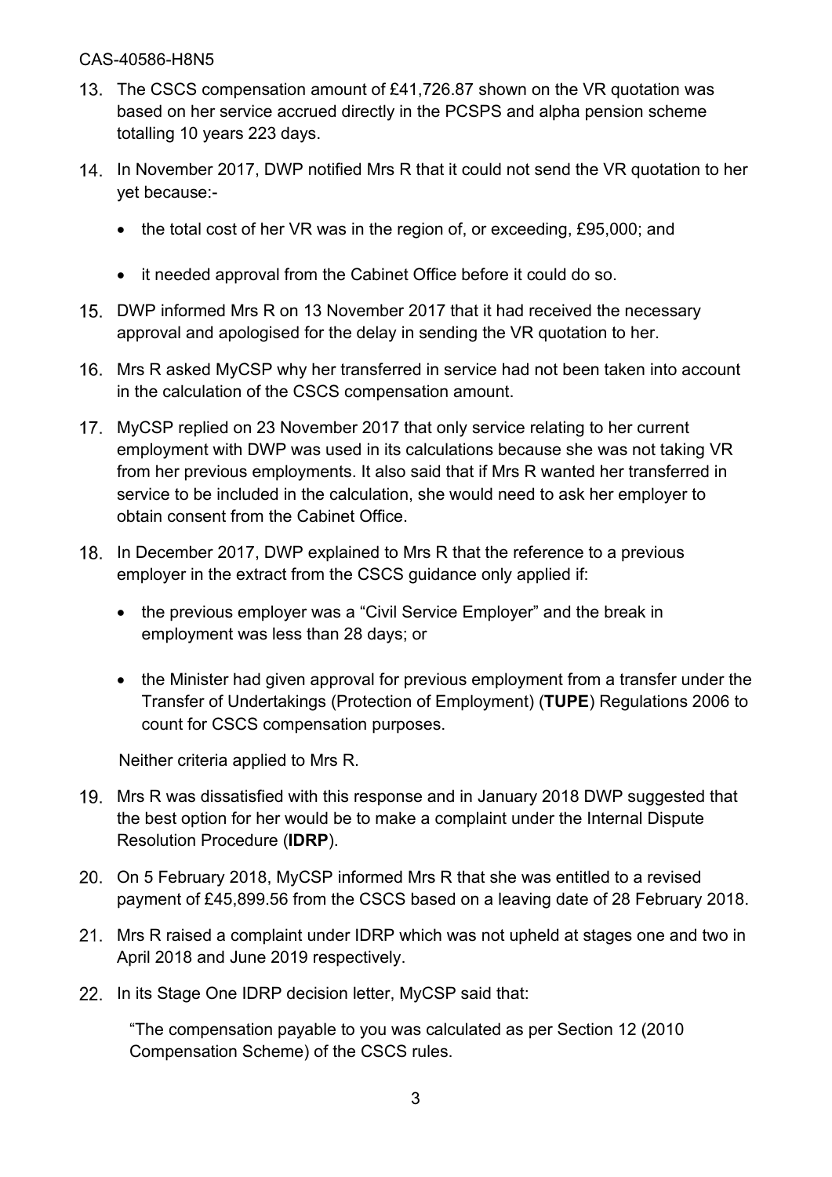13. The CSCS compensation amount of £41,726.87 shown on the VR quotation was based on her service accrued directly in the PCSPS and alpha pension scheme totalling 10 years 223 days.

14. In November 2017, DWP notified Mrs R that it could not send the VR quotation to her yet because:-

    - the total cost of her VR was in the region of, or exceeding, £95,000; and

    - it needed approval from the Cabinet Office before it could do so.

15. DWP informed Mrs R on 13 November 2017 that it had received the necessary approval and apologised for the delay in sending the VR quotation to her.

16. Mrs R asked MyCSP why her transferred in service had not been taken into account in the calculation of the CSCS compensation amount.

17. MyCSP replied on 23 November 2017 that only service relating to her current employment with DWP was used in its calculations because she was not taking VR from her previous employments. It also said that if Mrs R wanted her transferred in service to be included in the calculation, she would need to ask her employer to obtain consent from the Cabinet Office.

18. In December 2017, DWP explained to Mrs R that the reference to a previous employer in the extract from the CSCS guidance only applied if:

    - the previous employer was a "Civil Service Employer" and the break in employment was less than 28 days; or

    - the Minister had given approval for previous employment from a transfer under the Transfer of Undertakings (Protection of Employment) (**TUPE**) Regulations 2006 to count for CSCS compensation purposes.

    Neither criteria applied to Mrs R.

19. Mrs R was dissatisfied with this response and in January 2018 DWP suggested that the best option for her would be to make a complaint under the Internal Dispute Resolution Procedure (**IDRP**).

20. On 5 February 2018, MyCSP informed Mrs R that she was entitled to a revised payment of £45,899.56 from the CSCS based on a leaving date of 28 February 2018.

21. Mrs R raised a complaint under IDRP which was not upheld at stages one and two in April 2018 and June 2019 respectively.

22. In its Stage One IDRP decision letter, MyCSP said that:

    "The compensation payable to you was calculated as per Section 12 (2010 Compensation Scheme) of the CSCS rules.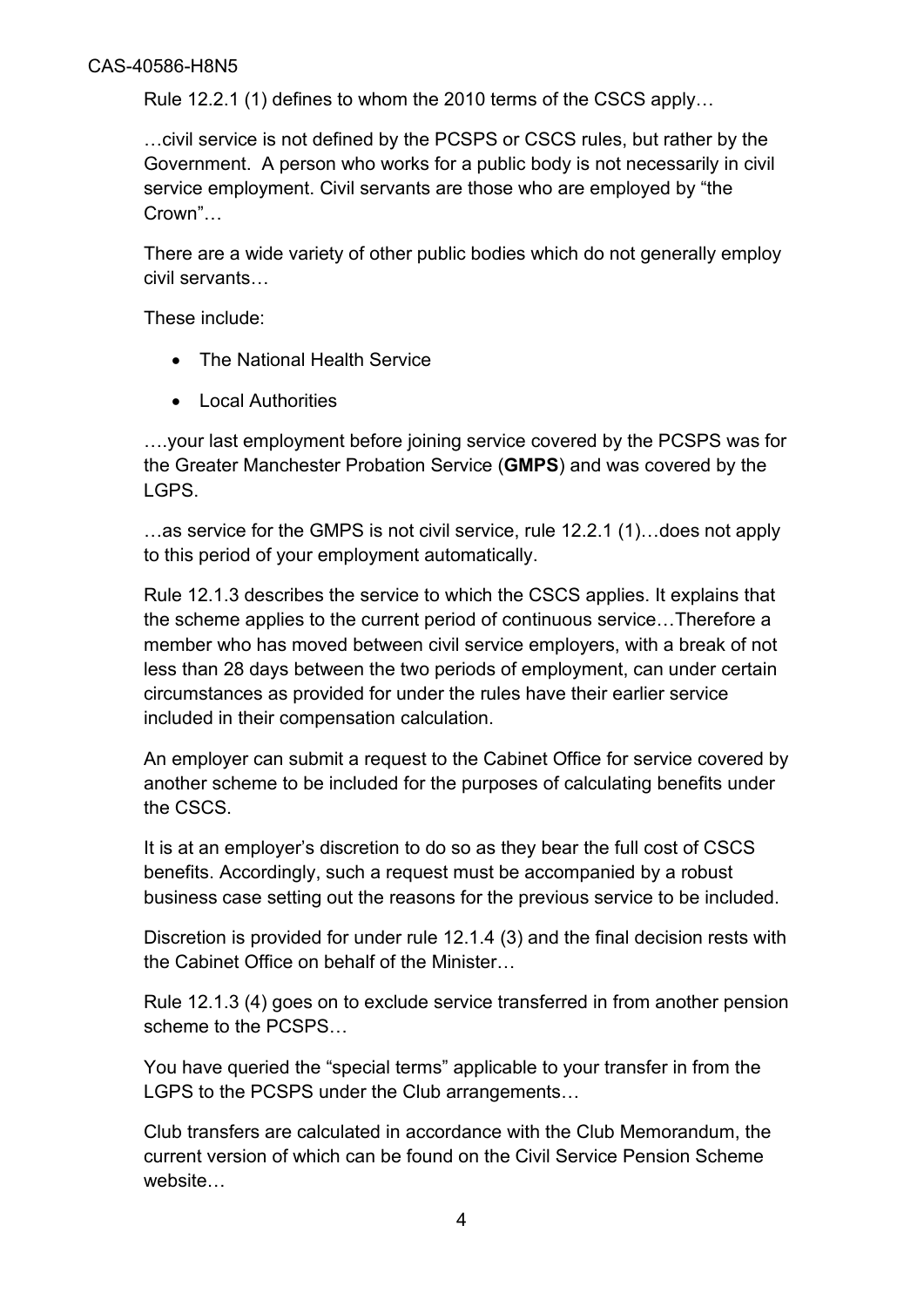Rule 12.2.1 (1) defines to whom the 2010 terms of the CSCS apply…

…civil service is not defined by the PCSPS or CSCS rules, but rather by the Government. A person who works for a public body is not necessarily in civil service employment. Civil servants are those who are employed by "the Crown"…

There are a wide variety of other public bodies which do not generally employ civil servants…

These include:

- The National Health Service
- Local Authorities

….your last employment before joining service covered by the PCSPS was for the Greater Manchester Probation Service (**GMPS**) and was covered by the LGPS.

…as service for the GMPS is not civil service, rule 12.2.1 (1)…does not apply to this period of your employment automatically.

Rule 12.1.3 describes the service to which the CSCS applies. It explains that the scheme applies to the current period of continuous service…Therefore a member who has moved between civil service employers, with a break of not less than 28 days between the two periods of employment, can under certain circumstances as provided for under the rules have their earlier service included in their compensation calculation.

An employer can submit a request to the Cabinet Office for service covered by another scheme to be included for the purposes of calculating benefits under the CSCS.

It is at an employer's discretion to do so as they bear the full cost of CSCS benefits. Accordingly, such a request must be accompanied by a robust business case setting out the reasons for the previous service to be included.

Discretion is provided for under rule 12.1.4 (3) and the final decision rests with the Cabinet Office on behalf of the Minister…

Rule 12.1.3 (4) goes on to exclude service transferred in from another pension scheme to the PCSPS…

You have queried the "special terms" applicable to your transfer in from the LGPS to the PCSPS under the Club arrangements…

Club transfers are calculated in accordance with the Club Memorandum, the current version of which can be found on the Civil Service Pension Scheme website…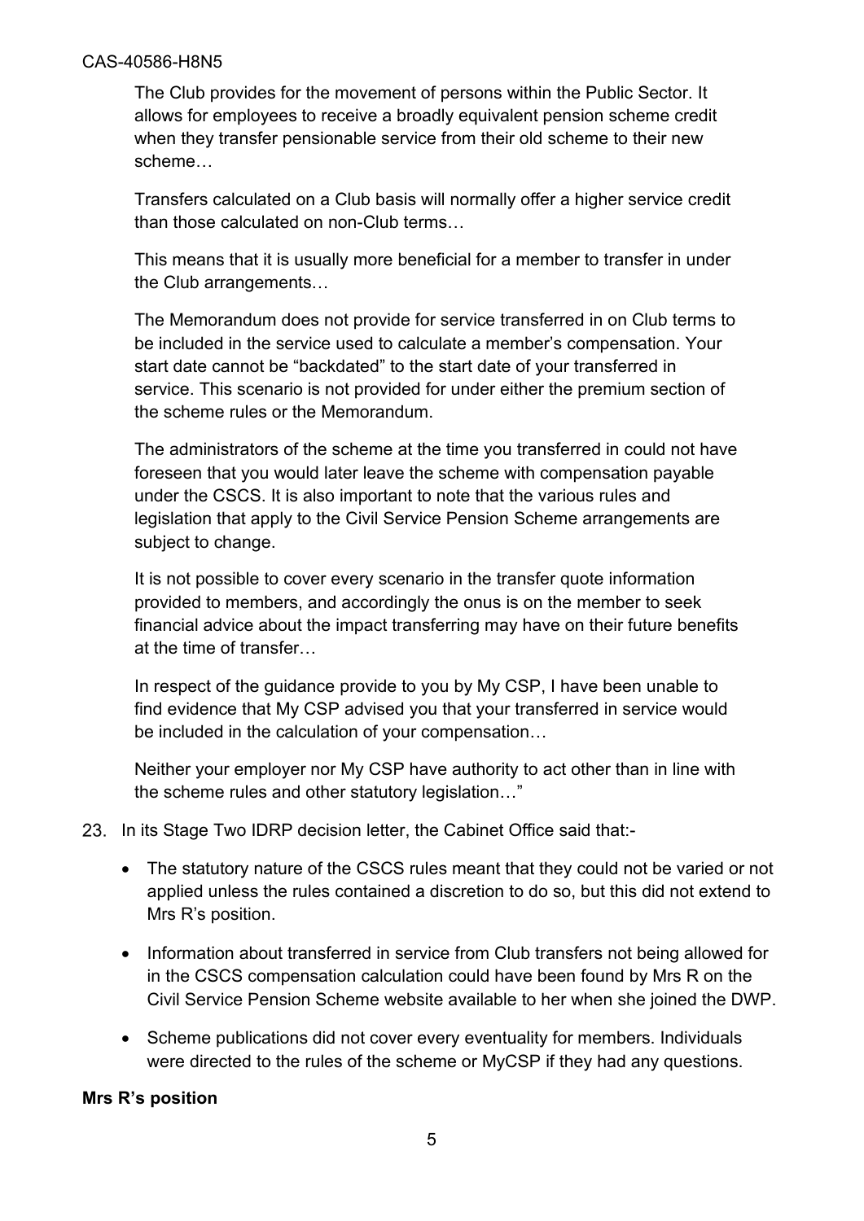The Club provides for the movement of persons within the Public Sector. It allows for employees to receive a broadly equivalent pension scheme credit when they transfer pensionable service from their old scheme to their new scheme…

Transfers calculated on a Club basis will normally offer a higher service credit than those calculated on non-Club terms…

This means that it is usually more beneficial for a member to transfer in under the Club arrangements…

The Memorandum does not provide for service transferred in on Club terms to be included in the service used to calculate a member's compensation. Your start date cannot be "backdated" to the start date of your transferred in service. This scenario is not provided for under either the premium section of the scheme rules or the Memorandum.

The administrators of the scheme at the time you transferred in could not have foreseen that you would later leave the scheme with compensation payable under the CSCS. It is also important to note that the various rules and legislation that apply to the Civil Service Pension Scheme arrangements are subject to change.

It is not possible to cover every scenario in the transfer quote information provided to members, and accordingly the onus is on the member to seek financial advice about the impact transferring may have on their future benefits at the time of transfer…

In respect of the guidance provide to you by My CSP, I have been unable to find evidence that My CSP advised you that your transferred in service would be included in the calculation of your compensation…

Neither your employer nor My CSP have authority to act other than in line with the scheme rules and other statutory legislation…"

23. In its Stage Two IDRP decision letter, the Cabinet Office said that:-

- The statutory nature of the CSCS rules meant that they could not be varied or not applied unless the rules contained a discretion to do so, but this did not extend to Mrs R's position.
- Information about transferred in service from Club transfers not being allowed for in the CSCS compensation calculation could have been found by Mrs R on the Civil Service Pension Scheme website available to her when she joined the DWP.
- Scheme publications did not cover every eventuality for members. Individuals were directed to the rules of the scheme or MyCSP if they had any questions.

**Mrs R's position**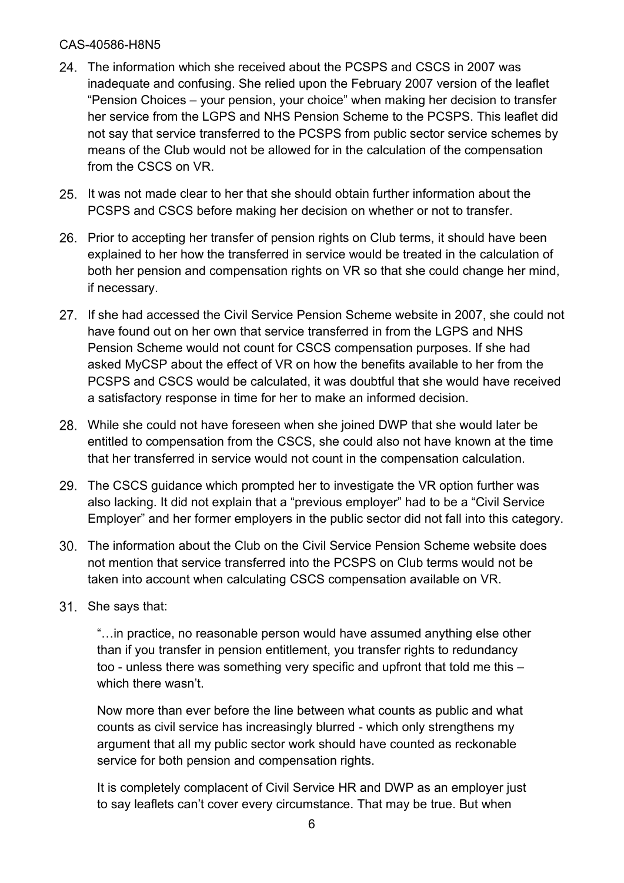24. The information which she received about the PCSPS and CSCS in 2007 was inadequate and confusing. She relied upon the February 2007 version of the leaflet "Pension Choices – your pension, your choice" when making her decision to transfer her service from the LGPS and NHS Pension Scheme to the PCSPS. This leaflet did not say that service transferred to the PCSPS from public sector service schemes by means of the Club would not be allowed for in the calculation of the compensation from the CSCS on VR.

25. It was not made clear to her that she should obtain further information about the PCSPS and CSCS before making her decision on whether or not to transfer.

26. Prior to accepting her transfer of pension rights on Club terms, it should have been explained to her how the transferred in service would be treated in the calculation of both her pension and compensation rights on VR so that she could change her mind, if necessary.

27. If she had accessed the Civil Service Pension Scheme website in 2007, she could not have found out on her own that service transferred in from the LGPS and NHS Pension Scheme would not count for CSCS compensation purposes. If she had asked MyCSP about the effect of VR on how the benefits available to her from the PCSPS and CSCS would be calculated, it was doubtful that she would have received a satisfactory response in time for her to make an informed decision.

28. While she could not have foreseen when she joined DWP that she would later be entitled to compensation from the CSCS, she could also not have known at the time that her transferred in service would not count in the compensation calculation.

29. The CSCS guidance which prompted her to investigate the VR option further was also lacking. It did not explain that a "previous employer" had to be a "Civil Service Employer" and her former employers in the public sector did not fall into this category.

30. The information about the Club on the Civil Service Pension Scheme website does not mention that service transferred into the PCSPS on Club terms would not be taken into account when calculating CSCS compensation available on VR.

31. She says that:

> "…in practice, no reasonable person would have assumed anything else other than if you transfer in pension entitlement, you transfer rights to redundancy too - unless there was something very specific and upfront that told me this – which there wasn't.
>
> Now more than ever before the line between what counts as public and what counts as civil service has increasingly blurred - which only strengthens my argument that all my public sector work should have counted as reckonable service for both pension and compensation rights.
>
> It is completely complacent of Civil Service HR and DWP as an employer just to say leaflets can't cover every circumstance. That may be true. But when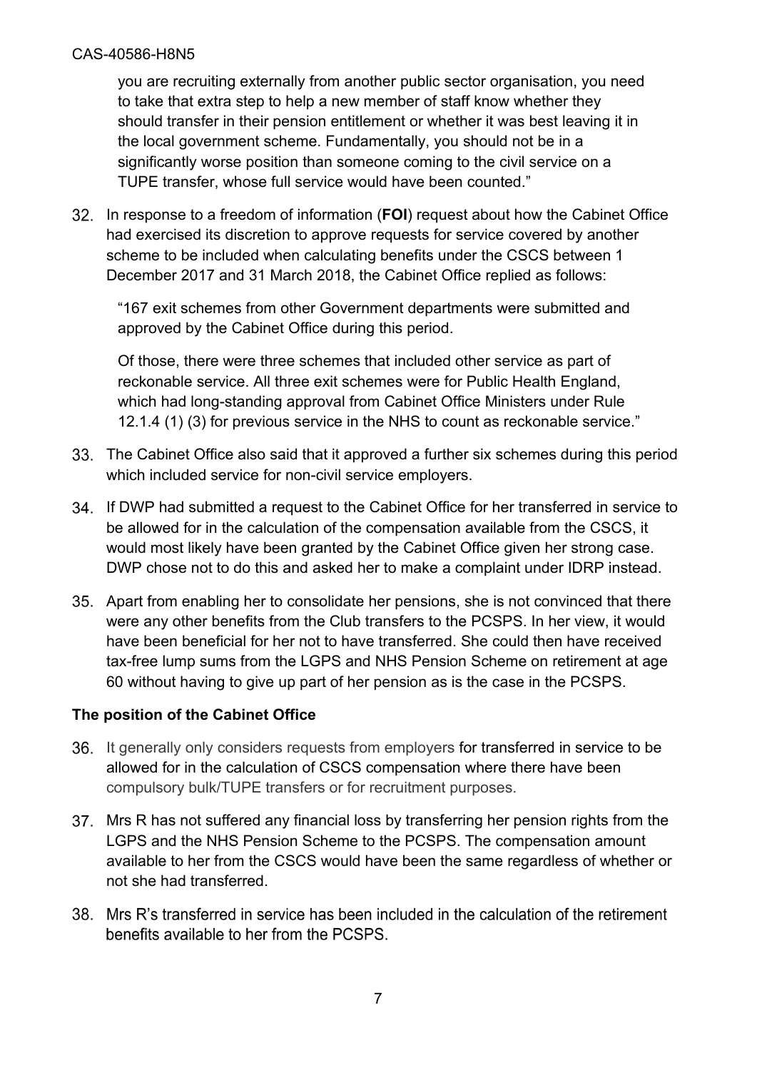you are recruiting externally from another public sector organisation, you need to take that extra step to help a new member of staff know whether they should transfer in their pension entitlement or whether it was best leaving it in the local government scheme. Fundamentally, you should not be in a significantly worse position than someone coming to the civil service on a TUPE transfer, whose full service would have been counted."

32. In response to a freedom of information (**FOI**) request about how the Cabinet Office had exercised its discretion to approve requests for service covered by another scheme to be included when calculating benefits under the CSCS between 1 December 2017 and 31 March 2018, the Cabinet Office replied as follows:

    "167 exit schemes from other Government departments were submitted and approved by the Cabinet Office during this period.

    Of those, there were three schemes that included other service as part of reckonable service. All three exit schemes were for Public Health England, which had long-standing approval from Cabinet Office Ministers under Rule 12.1.4 (1) (3) for previous service in the NHS to count as reckonable service."

33. The Cabinet Office also said that it approved a further six schemes during this period which included service for non-civil service employers.

34. If DWP had submitted a request to the Cabinet Office for her transferred in service to be allowed for in the calculation of the compensation available from the CSCS, it would most likely have been granted by the Cabinet Office given her strong case. DWP chose not to do this and asked her to make a complaint under IDRP instead.

35. Apart from enabling her to consolidate her pensions, she is not convinced that there were any other benefits from the Club transfers to the PCSPS. In her view, it would have been beneficial for her not to have transferred. She could then have received tax-free lump sums from the LGPS and NHS Pension Scheme on retirement at age 60 without having to give up part of her pension as is the case in the PCSPS.

**The position of the Cabinet Office**

36. It generally only considers requests from employers for transferred in service to be allowed for in the calculation of CSCS compensation where there have been compulsory bulk/TUPE transfers or for recruitment purposes.

37. Mrs R has not suffered any financial loss by transferring her pension rights from the LGPS and the NHS Pension Scheme to the PCSPS. The compensation amount available to her from the CSCS would have been the same regardless of whether or not she had transferred.

38. Mrs R's transferred in service has been included in the calculation of the retirement benefits available to her from the PCSPS.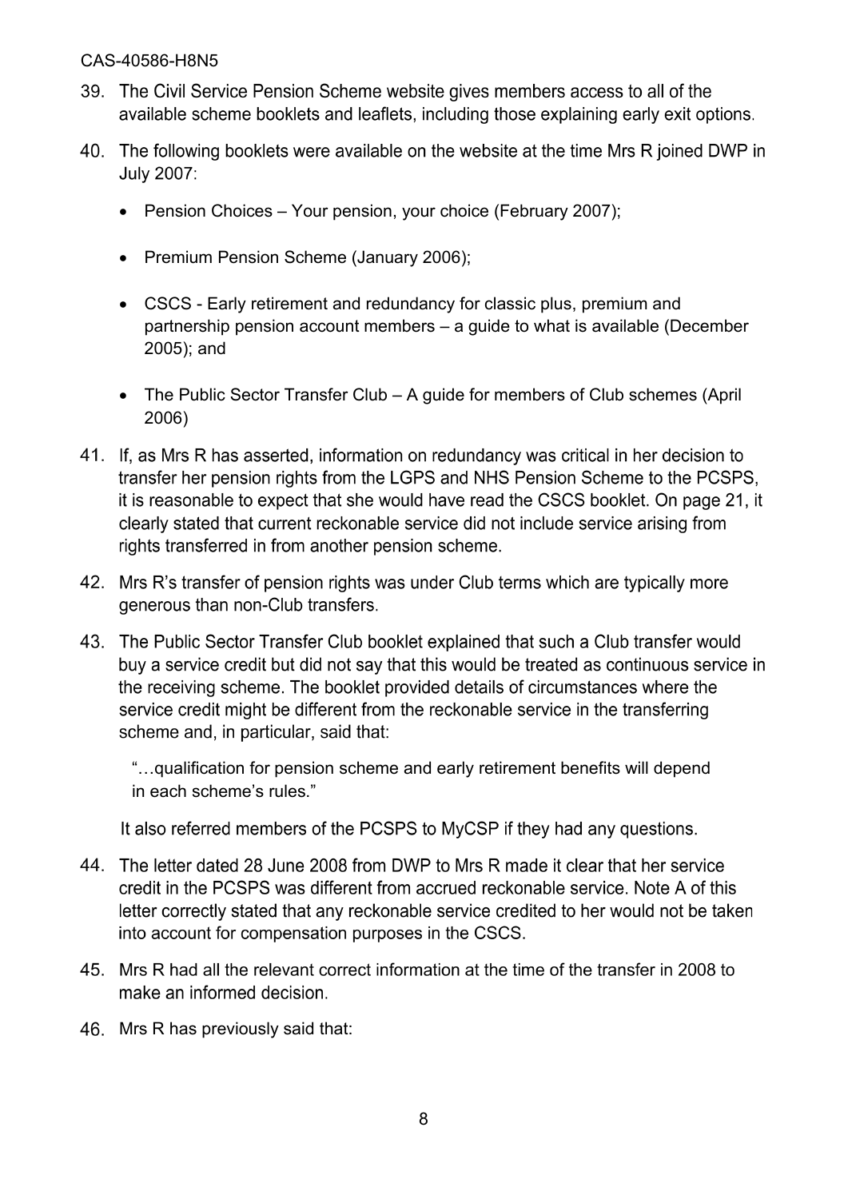39. The Civil Service Pension Scheme website gives members access to all of the available scheme booklets and leaflets, including those explaining early exit options.

40. The following booklets were available on the website at the time Mrs R joined DWP in July 2007:

    - Pension Choices – Your pension, your choice (February 2007);
    - Premium Pension Scheme (January 2006);
    - CSCS - Early retirement and redundancy for classic plus, premium and partnership pension account members – a guide to what is available (December 2005); and
    - The Public Sector Transfer Club – A guide for members of Club schemes (April 2006)

41. If, as Mrs R has asserted, information on redundancy was critical in her decision to transfer her pension rights from the LGPS and NHS Pension Scheme to the PCSPS, it is reasonable to expect that she would have read the CSCS booklet. On page 21, it clearly stated that current reckonable service did not include service arising from rights transferred in from another pension scheme.

42. Mrs R's transfer of pension rights was under Club terms which are typically more generous than non-Club transfers.

43. The Public Sector Transfer Club booklet explained that such a Club transfer would buy a service credit but did not say that this would be treated as continuous service in the receiving scheme. The booklet provided details of circumstances where the service credit might be different from the reckonable service in the transferring scheme and, in particular, said that:

    > "…qualification for pension scheme and early retirement benefits will depend in each scheme's rules."

    It also referred members of the PCSPS to MyCSP if they had any questions.

44. The letter dated 28 June 2008 from DWP to Mrs R made it clear that her service credit in the PCSPS was different from accrued reckonable service. Note A of this letter correctly stated that any reckonable service credited to her would not be taken into account for compensation purposes in the CSCS.

45. Mrs R had all the relevant correct information at the time of the transfer in 2008 to make an informed decision.

46. Mrs R has previously said that: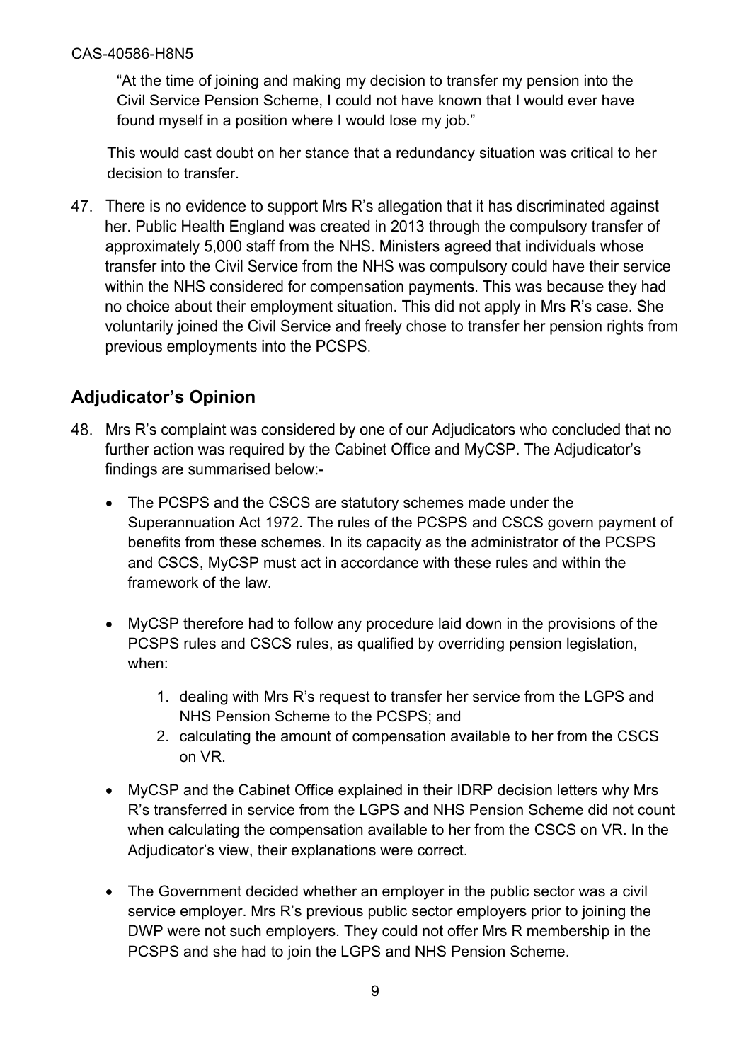"At the time of joining and making my decision to transfer my pension into the Civil Service Pension Scheme, I could not have known that I would ever have found myself in a position where I would lose my job."

This would cast doubt on her stance that a redundancy situation was critical to her decision to transfer.

47. There is no evidence to support Mrs R's allegation that it has discriminated against her. Public Health England was created in 2013 through the compulsory transfer of approximately 5,000 staff from the NHS. Ministers agreed that individuals whose transfer into the Civil Service from the NHS was compulsory could have their service within the NHS considered for compensation payments. This was because they had no choice about their employment situation. This did not apply in Mrs R's case. She voluntarily joined the Civil Service and freely chose to transfer her pension rights from previous employments into the PCSPS.

## Adjudicator's Opinion

48. Mrs R's complaint was considered by one of our Adjudicators who concluded that no further action was required by the Cabinet Office and MyCSP. The Adjudicator's findings are summarised below:-

    - The PCSPS and the CSCS are statutory schemes made under the Superannuation Act 1972. The rules of the PCSPS and CSCS govern payment of benefits from these schemes. In its capacity as the administrator of the PCSPS and CSCS, MyCSP must act in accordance with these rules and within the framework of the law.

    - MyCSP therefore had to follow any procedure laid down in the provisions of the PCSPS rules and CSCS rules, as qualified by overriding pension legislation, when:

        1. dealing with Mrs R's request to transfer her service from the LGPS and NHS Pension Scheme to the PCSPS; and
        2. calculating the amount of compensation available to her from the CSCS on VR.

    - MyCSP and the Cabinet Office explained in their IDRP decision letters why Mrs R's transferred in service from the LGPS and NHS Pension Scheme did not count when calculating the compensation available to her from the CSCS on VR. In the Adjudicator's view, their explanations were correct.

    - The Government decided whether an employer in the public sector was a civil service employer. Mrs R's previous public sector employers prior to joining the DWP were not such employers. They could not offer Mrs R membership in the PCSPS and she had to join the LGPS and NHS Pension Scheme.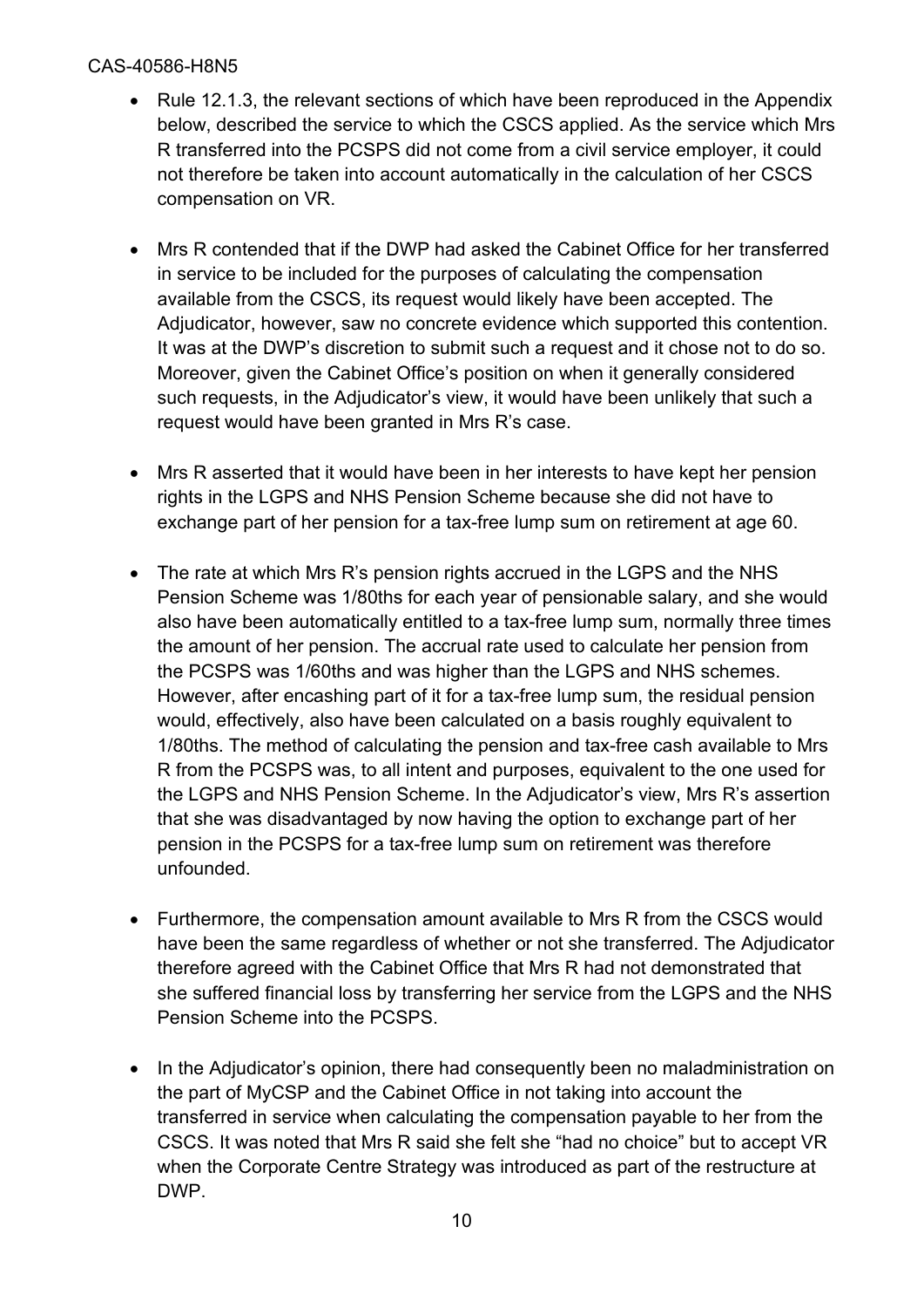- Rule 12.1.3, the relevant sections of which have been reproduced in the Appendix below, described the service to which the CSCS applied. As the service which Mrs R transferred into the PCSPS did not come from a civil service employer, it could not therefore be taken into account automatically in the calculation of her CSCS compensation on VR.

- Mrs R contended that if the DWP had asked the Cabinet Office for her transferred in service to be included for the purposes of calculating the compensation available from the CSCS, its request would likely have been accepted. The Adjudicator, however, saw no concrete evidence which supported this contention. It was at the DWP's discretion to submit such a request and it chose not to do so. Moreover, given the Cabinet Office's position on when it generally considered such requests, in the Adjudicator's view, it would have been unlikely that such a request would have been granted in Mrs R's case.

- Mrs R asserted that it would have been in her interests to have kept her pension rights in the LGPS and NHS Pension Scheme because she did not have to exchange part of her pension for a tax-free lump sum on retirement at age 60.

- The rate at which Mrs R's pension rights accrued in the LGPS and the NHS Pension Scheme was 1/80ths for each year of pensionable salary, and she would also have been automatically entitled to a tax-free lump sum, normally three times the amount of her pension. The accrual rate used to calculate her pension from the PCSPS was 1/60ths and was higher than the LGPS and NHS schemes. However, after encashing part of it for a tax-free lump sum, the residual pension would, effectively, also have been calculated on a basis roughly equivalent to 1/80ths. The method of calculating the pension and tax-free cash available to Mrs R from the PCSPS was, to all intent and purposes, equivalent to the one used for the LGPS and NHS Pension Scheme. In the Adjudicator's view, Mrs R's assertion that she was disadvantaged by now having the option to exchange part of her pension in the PCSPS for a tax-free lump sum on retirement was therefore unfounded.

- Furthermore, the compensation amount available to Mrs R from the CSCS would have been the same regardless of whether or not she transferred. The Adjudicator therefore agreed with the Cabinet Office that Mrs R had not demonstrated that she suffered financial loss by transferring her service from the LGPS and the NHS Pension Scheme into the PCSPS.

- In the Adjudicator's opinion, there had consequently been no maladministration on the part of MyCSP and the Cabinet Office in not taking into account the transferred in service when calculating the compensation payable to her from the CSCS. It was noted that Mrs R said she felt she "had no choice" but to accept VR when the Corporate Centre Strategy was introduced as part of the restructure at DWP.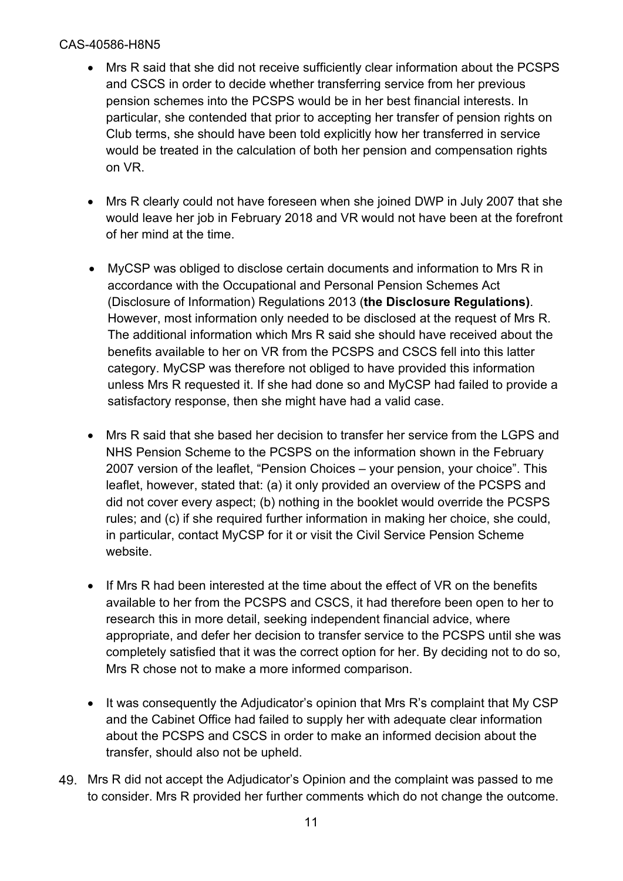- Mrs R said that she did not receive sufficiently clear information about the PCSPS and CSCS in order to decide whether transferring service from her previous pension schemes into the PCSPS would be in her best financial interests. In particular, she contended that prior to accepting her transfer of pension rights on Club terms, she should have been told explicitly how her transferred in service would be treated in the calculation of both her pension and compensation rights on VR.

- Mrs R clearly could not have foreseen when she joined DWP in July 2007 that she would leave her job in February 2018 and VR would not have been at the forefront of her mind at the time.

- MyCSP was obliged to disclose certain documents and information to Mrs R in accordance with the Occupational and Personal Pension Schemes Act (Disclosure of Information) Regulations 2013 (**the Disclosure Regulations)**. However, most information only needed to be disclosed at the request of Mrs R. The additional information which Mrs R said she should have received about the benefits available to her on VR from the PCSPS and CSCS fell into this latter category. MyCSP was therefore not obliged to have provided this information unless Mrs R requested it. If she had done so and MyCSP had failed to provide a satisfactory response, then she might have had a valid case.

- Mrs R said that she based her decision to transfer her service from the LGPS and NHS Pension Scheme to the PCSPS on the information shown in the February 2007 version of the leaflet, "Pension Choices – your pension, your choice". This leaflet, however, stated that: (a) it only provided an overview of the PCSPS and did not cover every aspect; (b) nothing in the booklet would override the PCSPS rules; and (c) if she required further information in making her choice, she could, in particular, contact MyCSP for it or visit the Civil Service Pension Scheme website.

- If Mrs R had been interested at the time about the effect of VR on the benefits available to her from the PCSPS and CSCS, it had therefore been open to her to research this in more detail, seeking independent financial advice, where appropriate, and defer her decision to transfer service to the PCSPS until she was completely satisfied that it was the correct option for her. By deciding not to do so, Mrs R chose not to make a more informed comparison.

- It was consequently the Adjudicator's opinion that Mrs R's complaint that My CSP and the Cabinet Office had failed to supply her with adequate clear information about the PCSPS and CSCS in order to make an informed decision about the transfer, should also not be upheld.

49. Mrs R did not accept the Adjudicator's Opinion and the complaint was passed to me to consider. Mrs R provided her further comments which do not change the outcome.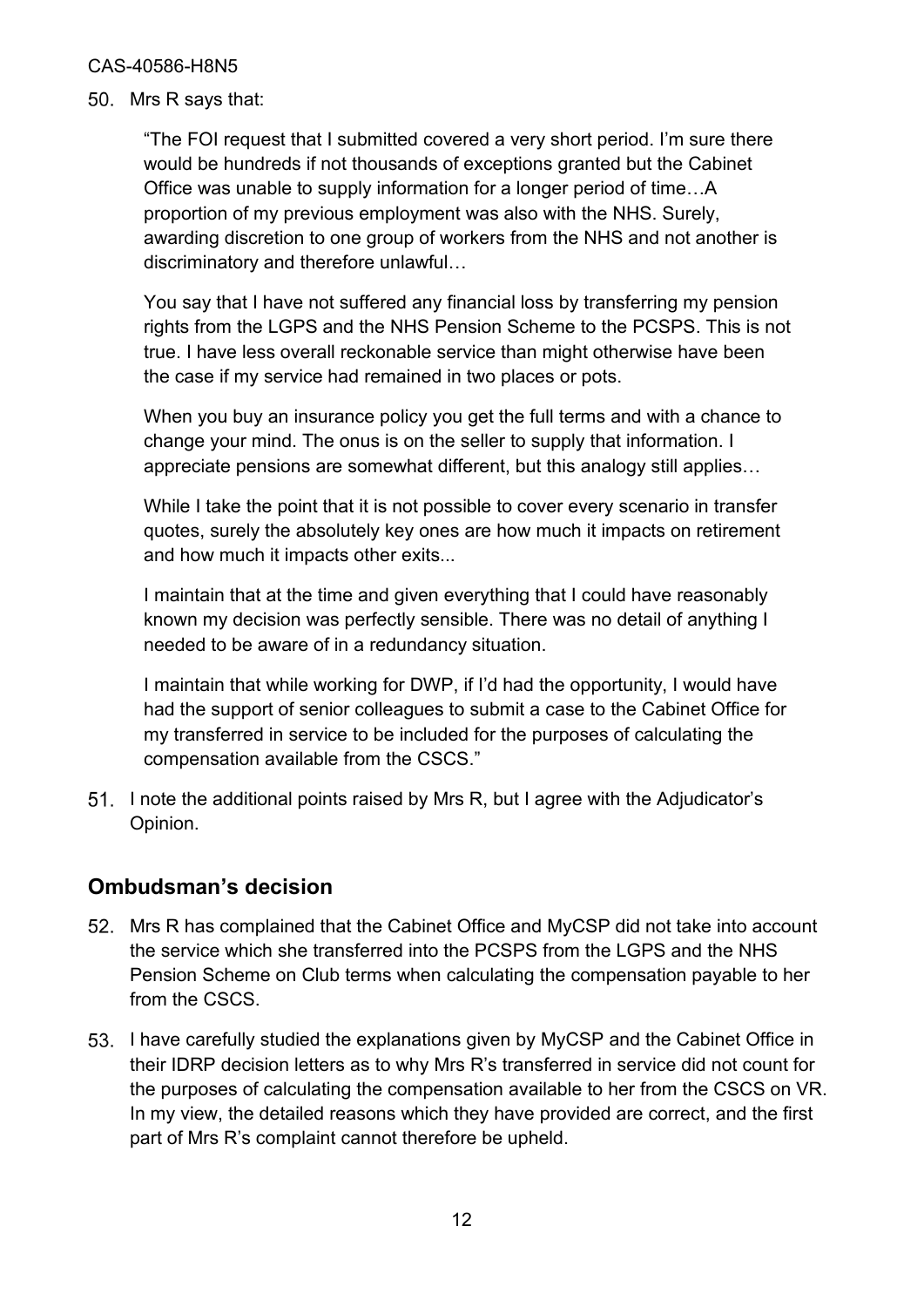50. Mrs R says that:

> "The FOI request that I submitted covered a very short period. I'm sure there would be hundreds if not thousands of exceptions granted but the Cabinet Office was unable to supply information for a longer period of time…A proportion of my previous employment was also with the NHS. Surely, awarding discretion to one group of workers from the NHS and not another is discriminatory and therefore unlawful…
>
> You say that I have not suffered any financial loss by transferring my pension rights from the LGPS and the NHS Pension Scheme to the PCSPS. This is not true. I have less overall reckonable service than might otherwise have been the case if my service had remained in two places or pots.
>
> When you buy an insurance policy you get the full terms and with a chance to change your mind. The onus is on the seller to supply that information. I appreciate pensions are somewhat different, but this analogy still applies…
>
> While I take the point that it is not possible to cover every scenario in transfer quotes, surely the absolutely key ones are how much it impacts on retirement and how much it impacts other exits...
>
> I maintain that at the time and given everything that I could have reasonably known my decision was perfectly sensible. There was no detail of anything I needed to be aware of in a redundancy situation.
>
> I maintain that while working for DWP, if I'd had the opportunity, I would have had the support of senior colleagues to submit a case to the Cabinet Office for my transferred in service to be included for the purposes of calculating the compensation available from the CSCS."

51. I note the additional points raised by Mrs R, but I agree with the Adjudicator's Opinion.

## Ombudsman's decision

52. Mrs R has complained that the Cabinet Office and MyCSP did not take into account the service which she transferred into the PCSPS from the LGPS and the NHS Pension Scheme on Club terms when calculating the compensation payable to her from the CSCS.

53. I have carefully studied the explanations given by MyCSP and the Cabinet Office in their IDRP decision letters as to why Mrs R's transferred in service did not count for the purposes of calculating the compensation available to her from the CSCS on VR. In my view, the detailed reasons which they have provided are correct, and the first part of Mrs R's complaint cannot therefore be upheld.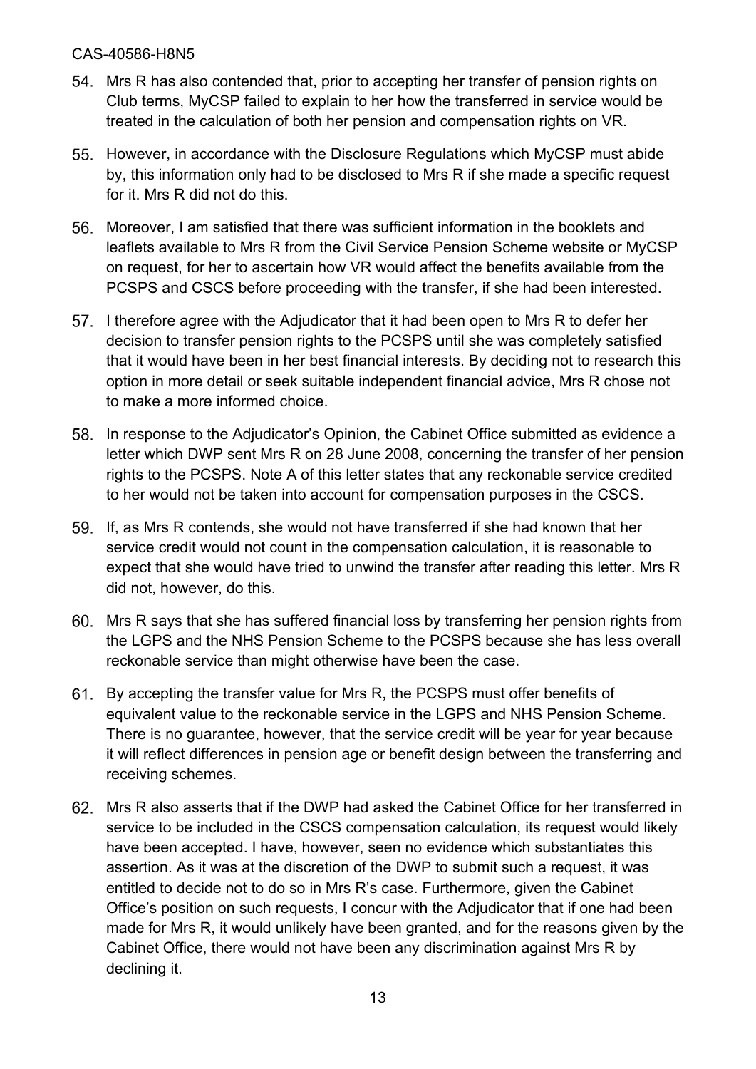54. Mrs R has also contended that, prior to accepting her transfer of pension rights on Club terms, MyCSP failed to explain to her how the transferred in service would be treated in the calculation of both her pension and compensation rights on VR.

55. However, in accordance with the Disclosure Regulations which MyCSP must abide by, this information only had to be disclosed to Mrs R if she made a specific request for it. Mrs R did not do this.

56. Moreover, I am satisfied that there was sufficient information in the booklets and leaflets available to Mrs R from the Civil Service Pension Scheme website or MyCSP on request, for her to ascertain how VR would affect the benefits available from the PCSPS and CSCS before proceeding with the transfer, if she had been interested.

57. I therefore agree with the Adjudicator that it had been open to Mrs R to defer her decision to transfer pension rights to the PCSPS until she was completely satisfied that it would have been in her best financial interests. By deciding not to research this option in more detail or seek suitable independent financial advice, Mrs R chose not to make a more informed choice.

58. In response to the Adjudicator's Opinion, the Cabinet Office submitted as evidence a letter which DWP sent Mrs R on 28 June 2008, concerning the transfer of her pension rights to the PCSPS. Note A of this letter states that any reckonable service credited to her would not be taken into account for compensation purposes in the CSCS.

59. If, as Mrs R contends, she would not have transferred if she had known that her service credit would not count in the compensation calculation, it is reasonable to expect that she would have tried to unwind the transfer after reading this letter. Mrs R did not, however, do this.

60. Mrs R says that she has suffered financial loss by transferring her pension rights from the LGPS and the NHS Pension Scheme to the PCSPS because she has less overall reckonable service than might otherwise have been the case.

61. By accepting the transfer value for Mrs R, the PCSPS must offer benefits of equivalent value to the reckonable service in the LGPS and NHS Pension Scheme. There is no guarantee, however, that the service credit will be year for year because it will reflect differences in pension age or benefit design between the transferring and receiving schemes.

62. Mrs R also asserts that if the DWP had asked the Cabinet Office for her transferred in service to be included in the CSCS compensation calculation, its request would likely have been accepted. I have, however, seen no evidence which substantiates this assertion. As it was at the discretion of the DWP to submit such a request, it was entitled to decide not to do so in Mrs R's case. Furthermore, given the Cabinet Office's position on such requests, I concur with the Adjudicator that if one had been made for Mrs R, it would unlikely have been granted, and for the reasons given by the Cabinet Office, there would not have been any discrimination against Mrs R by declining it.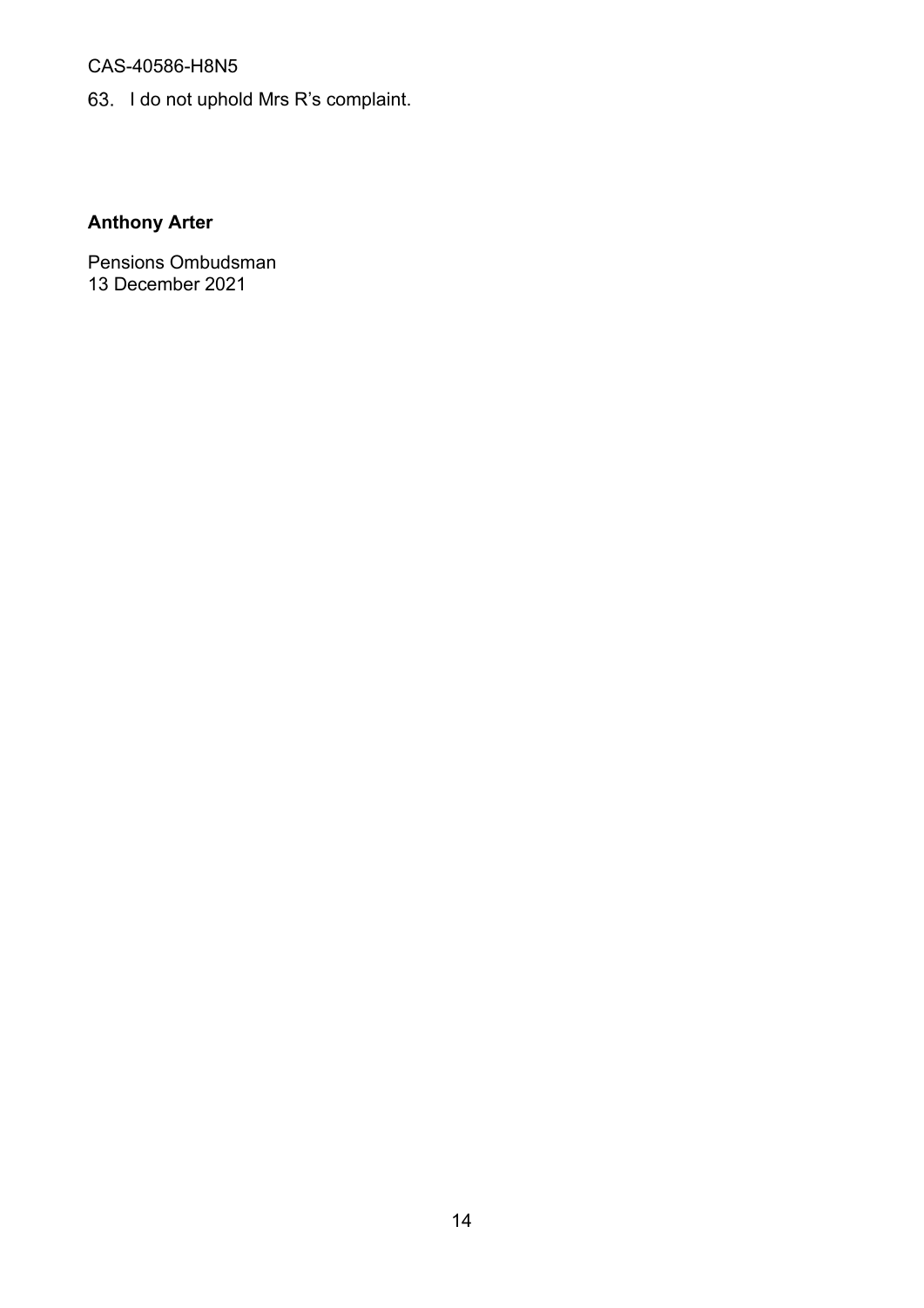63. I do not uphold Mrs R's complaint.

**Anthony Arter**

Pensions Ombudsman
13 December 2021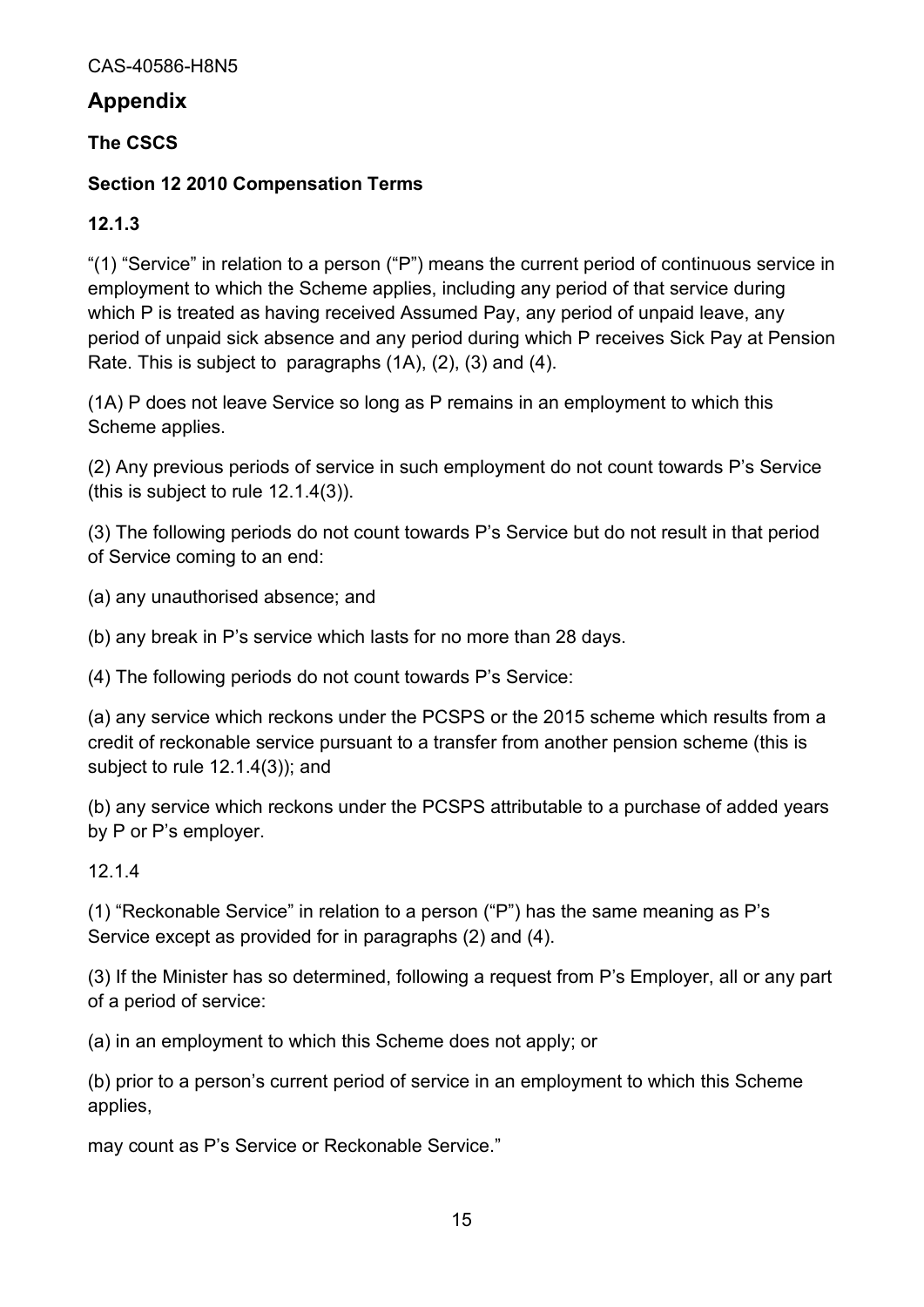CAS-40586-H8N5

## Appendix

### The CSCS

### Section 12 2010 Compensation Terms

### 12.1.3

"(1) "Service" in relation to a person ("P") means the current period of continuous service in employment to which the Scheme applies, including any period of that service during which P is treated as having received Assumed Pay, any period of unpaid leave, any period of unpaid sick absence and any period during which P receives Sick Pay at Pension Rate. This is subject to paragraphs (1A), (2), (3) and (4).

(1A) P does not leave Service so long as P remains in an employment to which this Scheme applies.

(2) Any previous periods of service in such employment do not count towards P's Service (this is subject to rule 12.1.4(3)).

(3) The following periods do not count towards P's Service but do not result in that period of Service coming to an end:

(a) any unauthorised absence; and

(b) any break in P's service which lasts for no more than 28 days.

(4) The following periods do not count towards P's Service:

(a) any service which reckons under the PCSPS or the 2015 scheme which results from a credit of reckonable service pursuant to a transfer from another pension scheme (this is subject to rule 12.1.4(3)); and

(b) any service which reckons under the PCSPS attributable to a purchase of added years by P or P's employer.

12.1.4

(1) "Reckonable Service" in relation to a person ("P") has the same meaning as P's Service except as provided for in paragraphs (2) and (4).

(3) If the Minister has so determined, following a request from P's Employer, all or any part of a period of service:

(a) in an employment to which this Scheme does not apply; or

(b) prior to a person's current period of service in an employment to which this Scheme applies,

may count as P's Service or Reckonable Service."